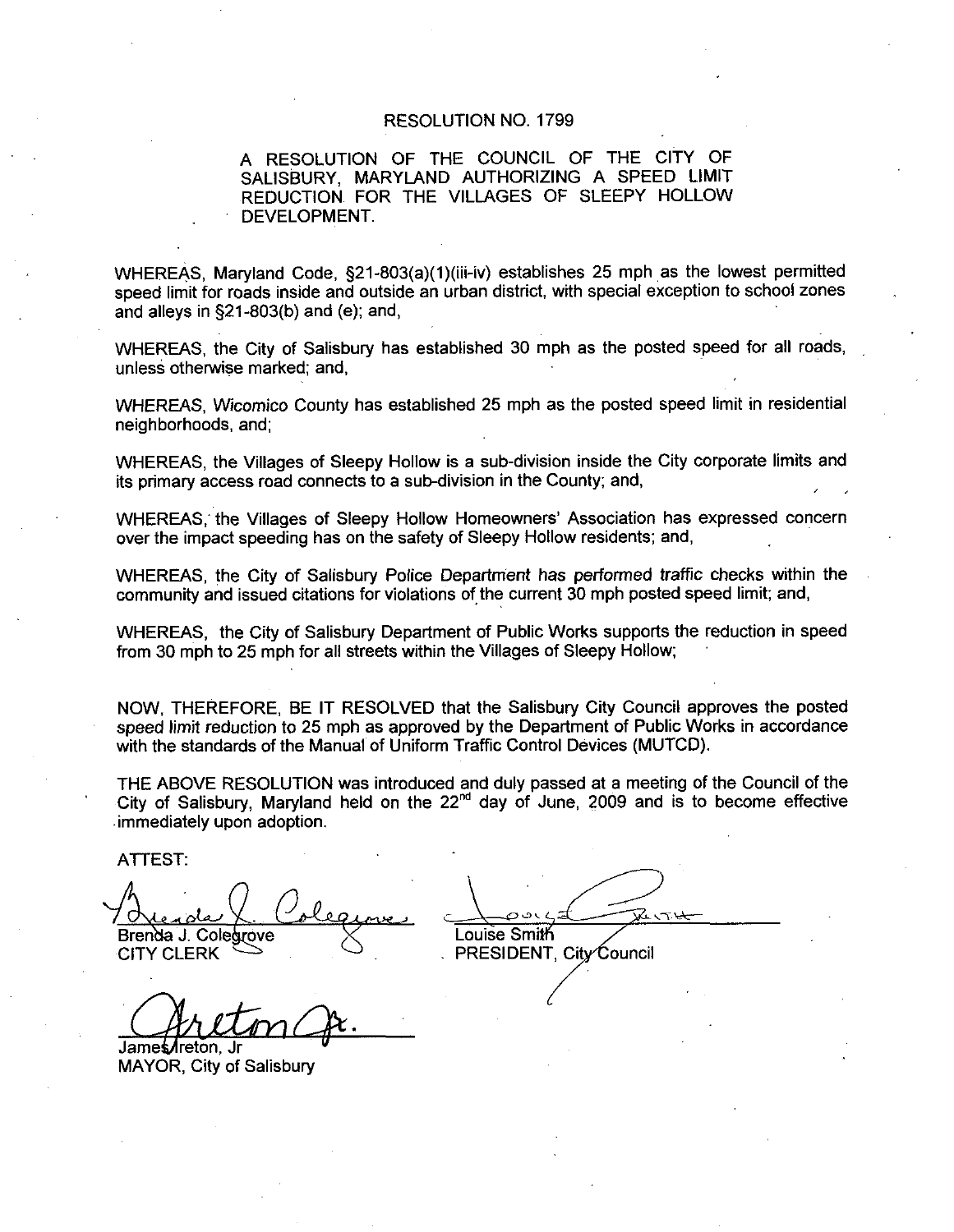# RESOLUTION NO. 1799

## A RESOLUTION OF THE COUNCIL OF THE CITY OF SALISBURY, MARYLAND AUTHORIZING A SPEED LIMIT REDUCTION FOR THE VILLAGES OF SLEEPY HOLLOW DEVELOPMENT.

WHEREAS, Maryland Code, §21-803(a)(1)(iii-iv) establishes 25 mph as the lowest permitted speed limit for roads inside and outside an urban district, with special exception to school zones and alleys in §21-803(b) and (e); and,

WHEREAS, the City of Salisbury has established 30 mph as the posted speed for all roads, unless otherwise marked; and,

WHEREAS, Wicomico County has established 25 mph as the posted speed limit in residential neighborhoods, and;

WHEREAS, the Villages of Sleepy Hollow is a sub-division inside the City corporate limits and its primary access road connects to a sub-division in the County; and,

WHEREAS, the Villages of Sleepy Hollow Homeowners' Association has expressed concern over the impact speeding has on the safety of Sleepy Hollow residents; and,

WHEREAS, the City of Salisbury Police Department has performed traffic checks within the community and issued citations for violations of the current 30 mph posted speed limit; and,

WHEREAS, the City of Salisbury Department of Public Works supports the reduction in speed from 30 mph to 25 mph for all streets within the Villages of Sleepy Hollow;

NOW, THEREFORE, BE IT RESOLVED that the Salisbury City Council approves the posted speed limit reduction to 25 mph as approved by the Department of Public Works in accordance with the standards of the Manual of Uniform Traffic Control Devices (MUTCD).

THE ABOVE RESOLUTION was introduced and duly passed at a meeting of the Council of the City of Salisbury, Maryland held on the 22nd day of June, 2009 and is to become effective immediately upon adoption.

ATTEST:

Brenda J. Colegrove
CITY CLERK

Louise Smith
PRESIDENT, City Council

James Ireton, Jr
MAYOR, City of Salisbury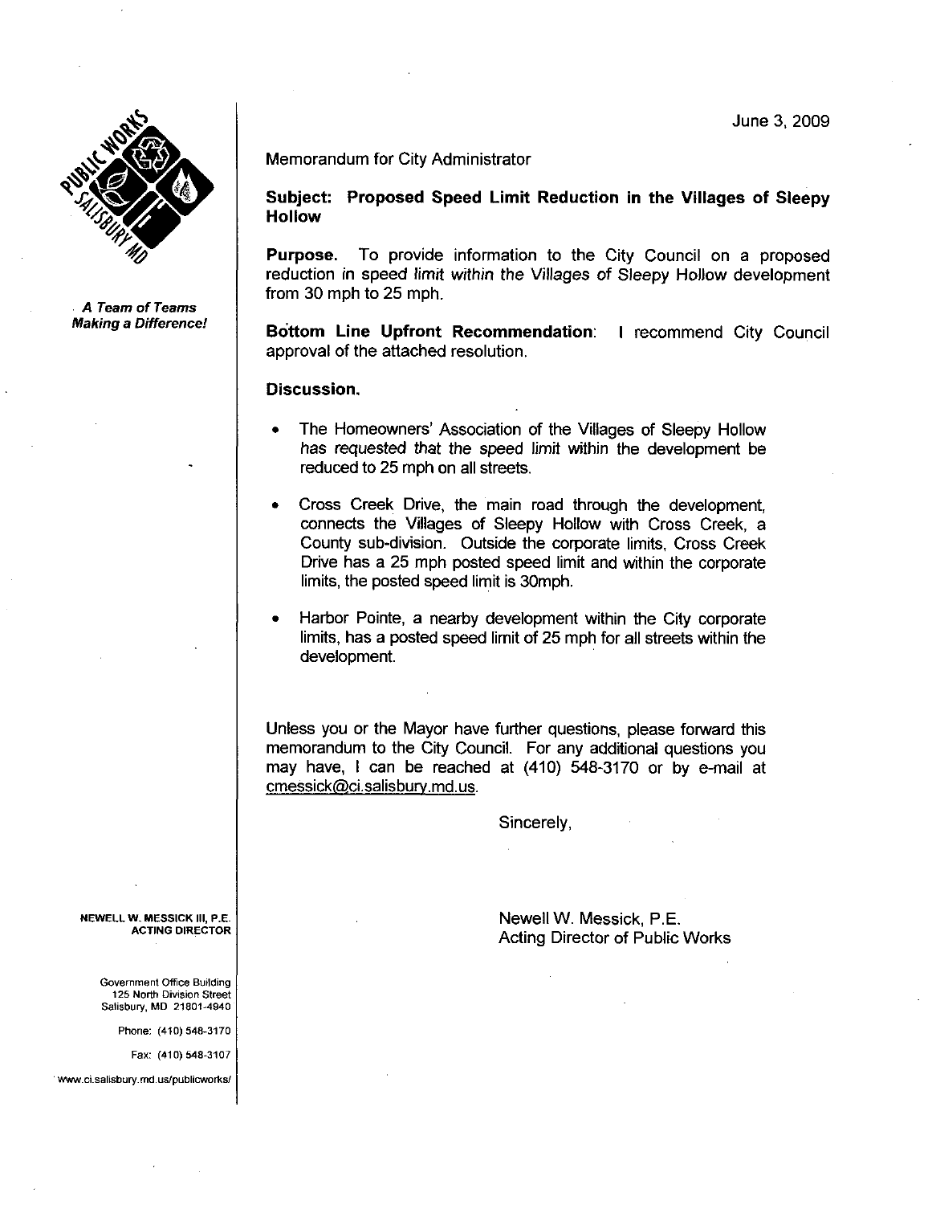June 3, 2009

*A Team of Teams Making a Difference!*

Memorandum for City Administrator

**Subject: Proposed Speed Limit Reduction in the Villages of Sleepy Hollow**

**Purpose.** To provide information to the City Council on a proposed reduction in speed limit within the Villages of Sleepy Hollow development from 30 mph to 25 mph.

**Bottom Line Upfront Recommendation**: I recommend City Council approval of the attached resolution.

**Discussion.**

- The Homeowners' Association of the Villages of Sleepy Hollow has requested that the speed limit within the development be reduced to 25 mph on all streets.
- Cross Creek Drive, the main road through the development, connects the Villages of Sleepy Hollow with Cross Creek, a County sub-division. Outside the corporate limits, Cross Creek Drive has a 25 mph posted speed limit and within the corporate limits, the posted speed limit is 30mph.
- Harbor Pointe, a nearby development within the City corporate limits, has a posted speed limit of 25 mph for all streets within the development.

Unless you or the Mayor have further questions, please forward this memorandum to the City Council. For any additional questions you may have, I can be reached at (410) 548-3170 or by e-mail at cmessick@ci.salisbury.md.us.

Sincerely,

Newell W. Messick, P.E.
Acting Director of Public Works

NEWELL W. MESSICK III, P.E.
ACTING DIRECTOR

Government Office Building
125 North Division Street
Salisbury, MD 21801-4940

Phone: (410) 548-3170

Fax: (410) 548-3107

www.ci.salisbury.md.us/publicworks/